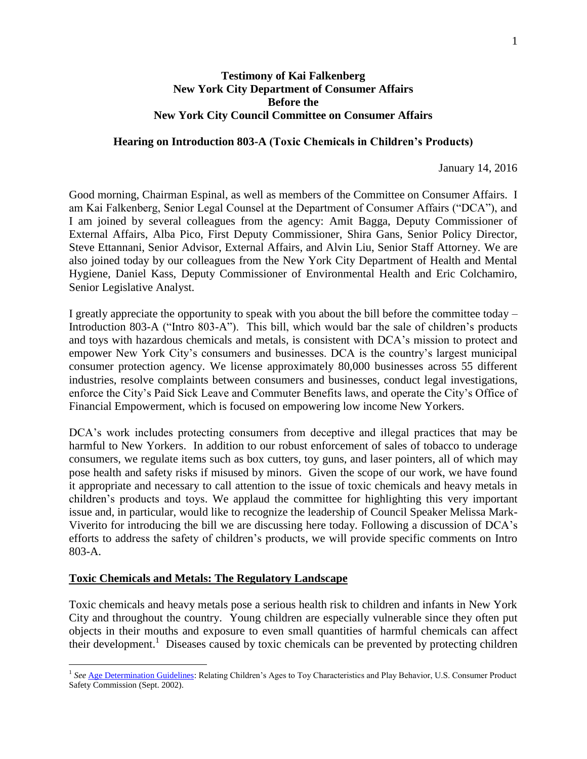**Testimony of Kai Falkenberg**
**New York City Department of Consumer Affairs**
**Before the**
**New York City Council Committee on Consumer Affairs**

**Hearing on Introduction 803-A (Toxic Chemicals in Children's Products)**

January 14, 2016

Good morning, Chairman Espinal, as well as members of the Committee on Consumer Affairs. I am Kai Falkenberg, Senior Legal Counsel at the Department of Consumer Affairs ("DCA"), and I am joined by several colleagues from the agency: Amit Bagga, Deputy Commissioner of External Affairs, Alba Pico, First Deputy Commissioner, Shira Gans, Senior Policy Director, Steve Ettannani, Senior Advisor, External Affairs, and Alvin Liu, Senior Staff Attorney. We are also joined today by our colleagues from the New York City Department of Health and Mental Hygiene, Daniel Kass, Deputy Commissioner of Environmental Health and Eric Colchamiro, Senior Legislative Analyst.

I greatly appreciate the opportunity to speak with you about the bill before the committee today – Introduction 803-A ("Intro 803-A"). This bill, which would bar the sale of children's products and toys with hazardous chemicals and metals, is consistent with DCA's mission to protect and empower New York City's consumers and businesses. DCA is the country's largest municipal consumer protection agency. We license approximately 80,000 businesses across 55 different industries, resolve complaints between consumers and businesses, conduct legal investigations, enforce the City's Paid Sick Leave and Commuter Benefits laws, and operate the City's Office of Financial Empowerment, which is focused on empowering low income New Yorkers.

DCA's work includes protecting consumers from deceptive and illegal practices that may be harmful to New Yorkers. In addition to our robust enforcement of sales of tobacco to underage consumers, we regulate items such as box cutters, toy guns, and laser pointers, all of which may pose health and safety risks if misused by minors. Given the scope of our work, we have found it appropriate and necessary to call attention to the issue of toxic chemicals and heavy metals in children's products and toys. We applaud the committee for highlighting this very important issue and, in particular, would like to recognize the leadership of Council Speaker Melissa Mark-Viverito for introducing the bill we are discussing here today. Following a discussion of DCA's efforts to address the safety of children's products, we will provide specific comments on Intro 803-A.

## Toxic Chemicals and Metals: The Regulatory Landscape

Toxic chemicals and heavy metals pose a serious health risk to children and infants in New York City and throughout the country. Young children are especially vulnerable since they often put objects in their mouths and exposure to even small quantities of harmful chemicals can affect their development.[1] Diseases caused by toxic chemicals can be prevented by protecting children

---

[1] *See* Age Determination Guidelines: Relating Children's Ages to Toy Characteristics and Play Behavior, U.S. Consumer Product Safety Commission (Sept. 2002).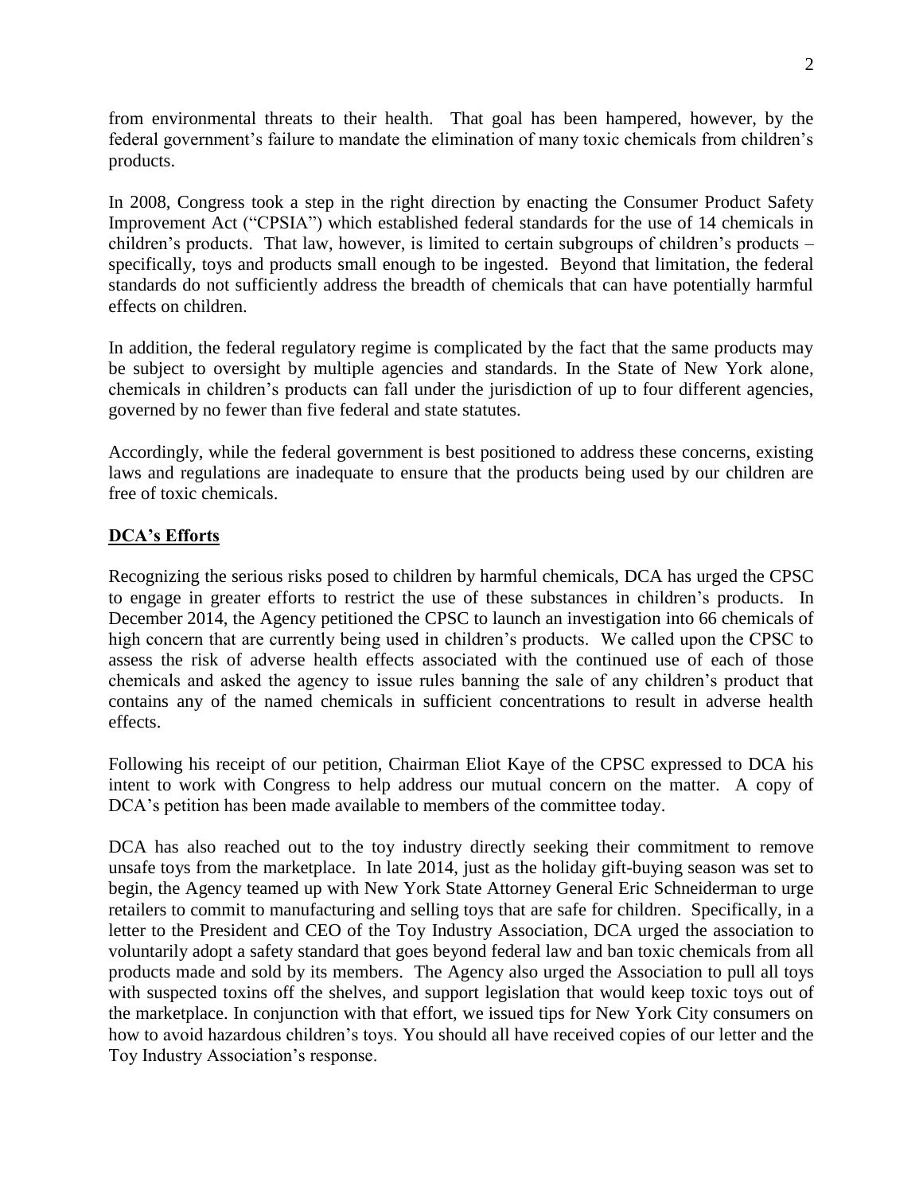from environmental threats to their health. That goal has been hampered, however, by the federal government's failure to mandate the elimination of many toxic chemicals from children's products.

In 2008, Congress took a step in the right direction by enacting the Consumer Product Safety Improvement Act ("CPSIA") which established federal standards for the use of 14 chemicals in children's products. That law, however, is limited to certain subgroups of children's products – specifically, toys and products small enough to be ingested. Beyond that limitation, the federal standards do not sufficiently address the breadth of chemicals that can have potentially harmful effects on children.

In addition, the federal regulatory regime is complicated by the fact that the same products may be subject to oversight by multiple agencies and standards. In the State of New York alone, chemicals in children's products can fall under the jurisdiction of up to four different agencies, governed by no fewer than five federal and state statutes.

Accordingly, while the federal government is best positioned to address these concerns, existing laws and regulations are inadequate to ensure that the products being used by our children are free of toxic chemicals.

## DCA's Efforts

Recognizing the serious risks posed to children by harmful chemicals, DCA has urged the CPSC to engage in greater efforts to restrict the use of these substances in children's products. In December 2014, the Agency petitioned the CPSC to launch an investigation into 66 chemicals of high concern that are currently being used in children's products. We called upon the CPSC to assess the risk of adverse health effects associated with the continued use of each of those chemicals and asked the agency to issue rules banning the sale of any children's product that contains any of the named chemicals in sufficient concentrations to result in adverse health effects.

Following his receipt of our petition, Chairman Eliot Kaye of the CPSC expressed to DCA his intent to work with Congress to help address our mutual concern on the matter. A copy of DCA's petition has been made available to members of the committee today.

DCA has also reached out to the toy industry directly seeking their commitment to remove unsafe toys from the marketplace. In late 2014, just as the holiday gift-buying season was set to begin, the Agency teamed up with New York State Attorney General Eric Schneiderman to urge retailers to commit to manufacturing and selling toys that are safe for children. Specifically, in a letter to the President and CEO of the Toy Industry Association, DCA urged the association to voluntarily adopt a safety standard that goes beyond federal law and ban toxic chemicals from all products made and sold by its members. The Agency also urged the Association to pull all toys with suspected toxins off the shelves, and support legislation that would keep toxic toys out of the marketplace. In conjunction with that effort, we issued tips for New York City consumers on how to avoid hazardous children's toys. You should all have received copies of our letter and the Toy Industry Association's response.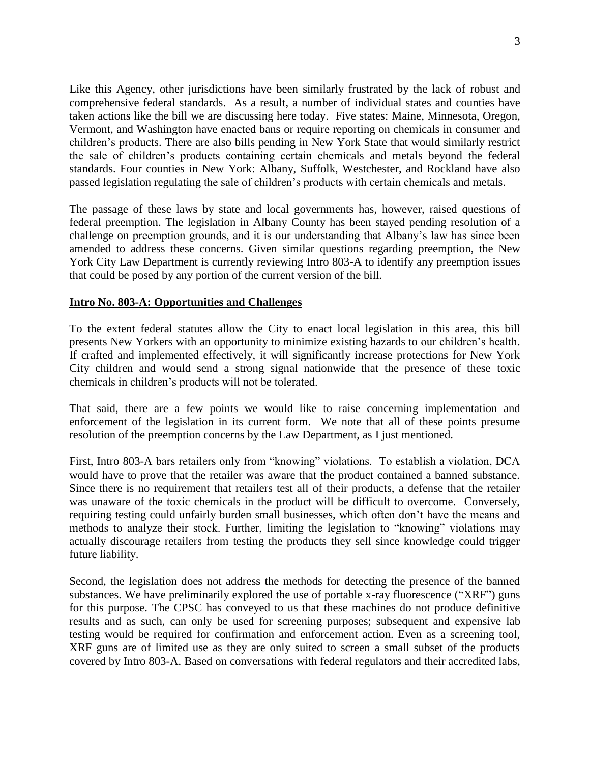Like this Agency, other jurisdictions have been similarly frustrated by the lack of robust and comprehensive federal standards. As a result, a number of individual states and counties have taken actions like the bill we are discussing here today. Five states: Maine, Minnesota, Oregon, Vermont, and Washington have enacted bans or require reporting on chemicals in consumer and children's products. There are also bills pending in New York State that would similarly restrict the sale of children's products containing certain chemicals and metals beyond the federal standards. Four counties in New York: Albany, Suffolk, Westchester, and Rockland have also passed legislation regulating the sale of children's products with certain chemicals and metals.

The passage of these laws by state and local governments has, however, raised questions of federal preemption. The legislation in Albany County has been stayed pending resolution of a challenge on preemption grounds, and it is our understanding that Albany's law has since been amended to address these concerns. Given similar questions regarding preemption, the New York City Law Department is currently reviewing Intro 803-A to identify any preemption issues that could be posed by any portion of the current version of the bill.

**Intro No. 803-A: Opportunities and Challenges**

To the extent federal statutes allow the City to enact local legislation in this area, this bill presents New Yorkers with an opportunity to minimize existing hazards to our children's health. If crafted and implemented effectively, it will significantly increase protections for New York City children and would send a strong signal nationwide that the presence of these toxic chemicals in children's products will not be tolerated.

That said, there are a few points we would like to raise concerning implementation and enforcement of the legislation in its current form. We note that all of these points presume resolution of the preemption concerns by the Law Department, as I just mentioned.

First, Intro 803-A bars retailers only from "knowing" violations. To establish a violation, DCA would have to prove that the retailer was aware that the product contained a banned substance. Since there is no requirement that retailers test all of their products, a defense that the retailer was unaware of the toxic chemicals in the product will be difficult to overcome. Conversely, requiring testing could unfairly burden small businesses, which often don't have the means and methods to analyze their stock. Further, limiting the legislation to "knowing" violations may actually discourage retailers from testing the products they sell since knowledge could trigger future liability.

Second, the legislation does not address the methods for detecting the presence of the banned substances. We have preliminarily explored the use of portable x-ray fluorescence ("XRF") guns for this purpose. The CPSC has conveyed to us that these machines do not produce definitive results and as such, can only be used for screening purposes; subsequent and expensive lab testing would be required for confirmation and enforcement action. Even as a screening tool, XRF guns are of limited use as they are only suited to screen a small subset of the products covered by Intro 803-A. Based on conversations with federal regulators and their accredited labs,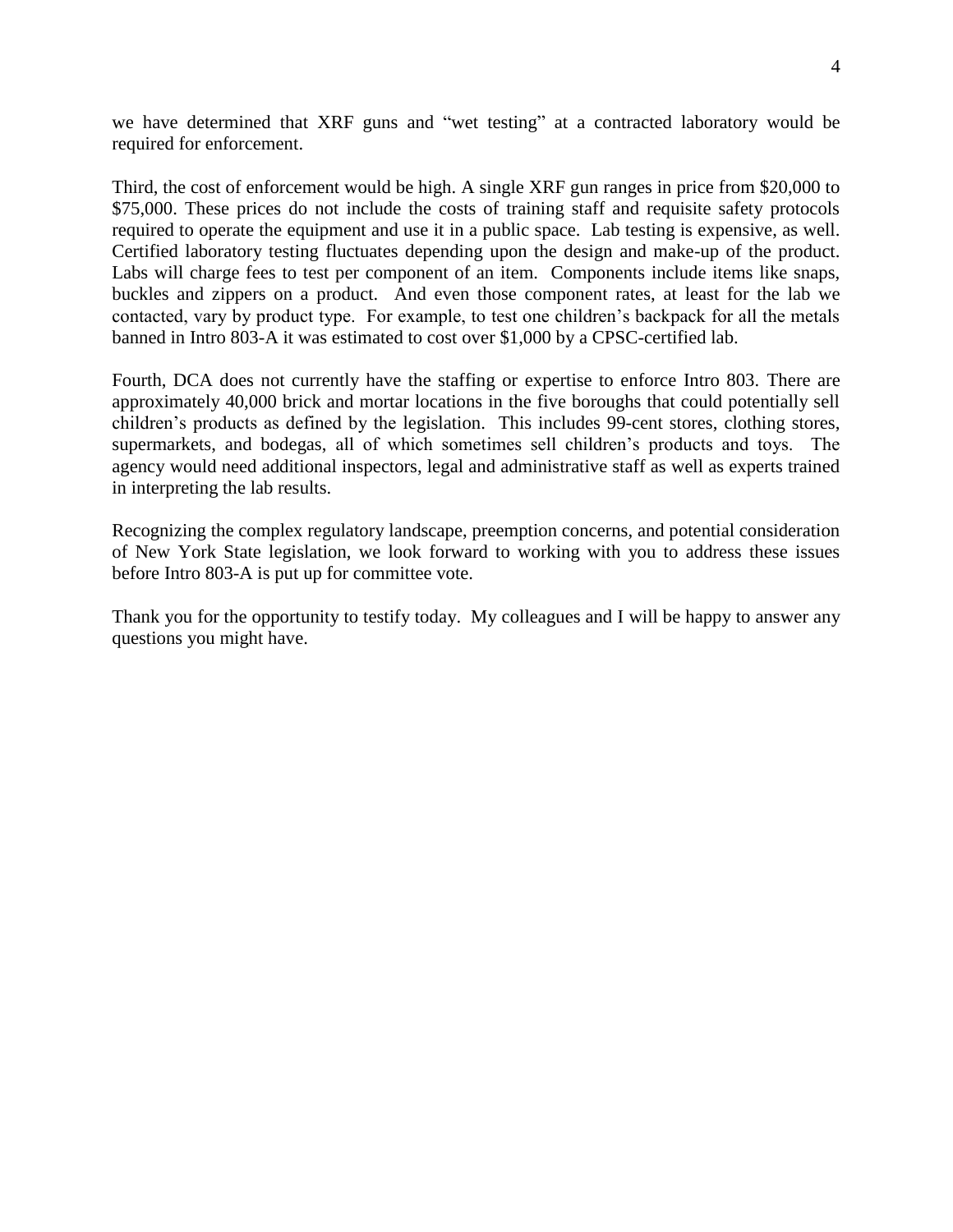we have determined that XRF guns and "wet testing" at a contracted laboratory would be required for enforcement.

Third, the cost of enforcement would be high. A single XRF gun ranges in price from $20,000 to $75,000. These prices do not include the costs of training staff and requisite safety protocols required to operate the equipment and use it in a public space. Lab testing is expensive, as well. Certified laboratory testing fluctuates depending upon the design and make-up of the product. Labs will charge fees to test per component of an item. Components include items like snaps, buckles and zippers on a product. And even those component rates, at least for the lab we contacted, vary by product type. For example, to test one children's backpack for all the metals banned in Intro 803-A it was estimated to cost over $1,000 by a CPSC-certified lab.

Fourth, DCA does not currently have the staffing or expertise to enforce Intro 803. There are approximately 40,000 brick and mortar locations in the five boroughs that could potentially sell children's products as defined by the legislation. This includes 99-cent stores, clothing stores, supermarkets, and bodegas, all of which sometimes sell children's products and toys. The agency would need additional inspectors, legal and administrative staff as well as experts trained in interpreting the lab results.

Recognizing the complex regulatory landscape, preemption concerns, and potential consideration of New York State legislation, we look forward to working with you to address these issues before Intro 803-A is put up for committee vote.

Thank you for the opportunity to testify today. My colleagues and I will be happy to answer any questions you might have.